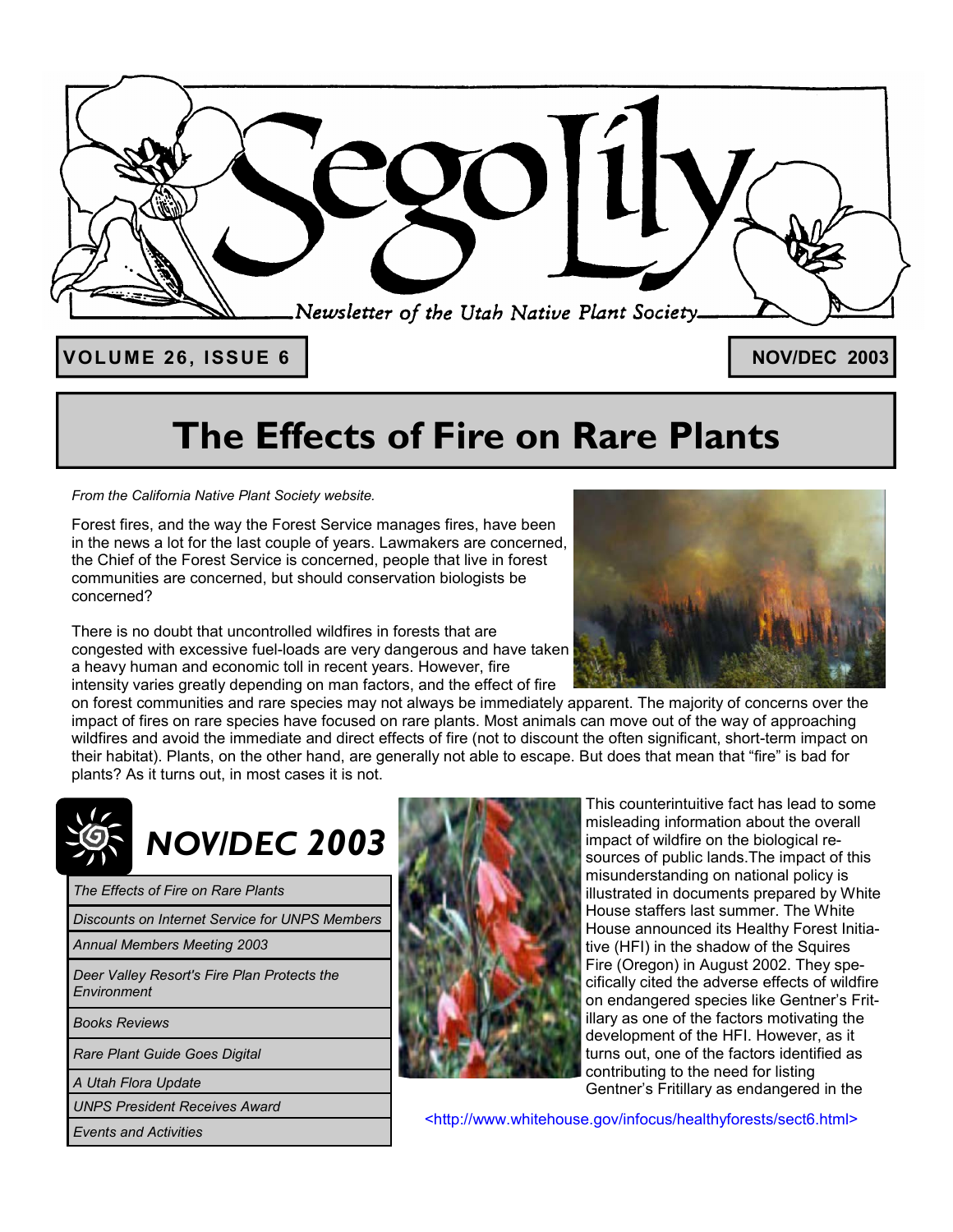# Sego Lily

*Newsletter of the Utah Native Plant Society*

**VOLUME 26, ISSUE 6** | **NOV/DEC 2003**

# The Effects of Fire on Rare Plants

*From the California Native Plant Society website.*

Forest fires, and the way the Forest Service manages fires, have been in the news a lot for the last couple of years. Lawmakers are concerned, the Chief of the Forest Service is concerned, people that live in forest communities are concerned, but should conservation biologists be concerned?

There is no doubt that uncontrolled wildfires in forests that are congested with excessive fuel-loads are very dangerous and have taken a heavy human and economic toll in recent years. However, fire intensity varies greatly depending on man factors, and the effect of fire on forest communities and rare species may not always be immediately apparent. The majority of concerns over the impact of fires on rare species have focused on rare plants. Most animals can move out of the way of approaching wildfires and avoid the immediate and direct effects of fire (not to discount the often significant, short-term impact on their habitat). Plants, on the other hand, are generally not able to escape. But does that mean that "fire" is bad for plants? As it turns out, in most cases it is not.

## NOV/DEC 2003

- *The Effects of Fire on Rare Plants*
- *Discounts on Internet Service for UNPS Members*
- *Annual Members Meeting 2003*
- *Deer Valley Resort's Fire Plan Protects the Environment*
- *Books Reviews*
- *Rare Plant Guide Goes Digital*
- *A Utah Flora Update*
- *UNPS President Receives Award*
- *Events and Activities*

This counterintuitive fact has lead to some misleading information about the overall impact of wildfire on the biological resources of public lands.The impact of this misunderstanding on national policy is illustrated in documents prepared by White House staffers last summer. The White House announced its Healthy Forest Initiative (HFI) in the shadow of the Squires Fire (Oregon) in August 2002. They specifically cited the adverse effects of wildfire on endangered species like Gentner's Fritillary as one of the factors motivating the development of the HFI. However, as it turns out, one of the factors identified as contributing to the need for listing Gentner's Fritillary as endangered in the

<http://www.whitehouse.gov/infocus/healthyforests/sect6.html>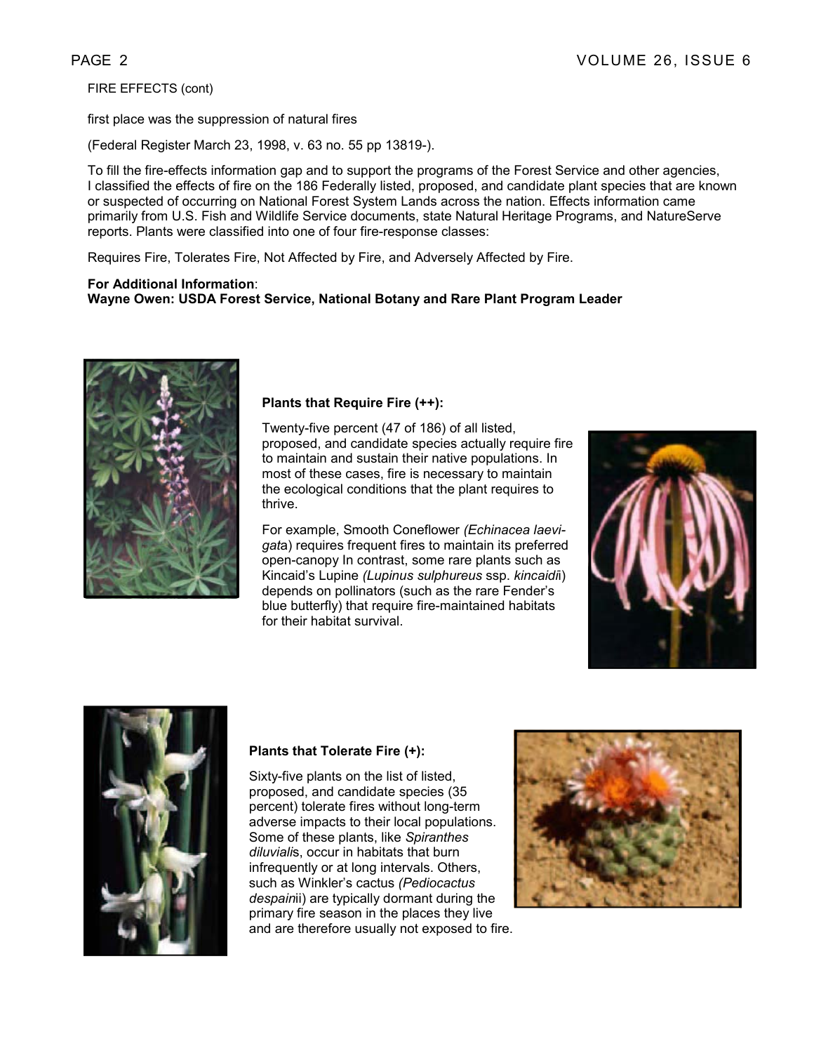FIRE EFFECTS (cont)

first place was the suppression of natural fires

(Federal Register March 23, 1998, v. 63 no. 55 pp 13819-).

To fill the fire-effects information gap and to support the programs of the Forest Service and other agencies, I classified the effects of fire on the 186 Federally listed, proposed, and candidate plant species that are known or suspected of occurring on National Forest System Lands across the nation. Effects information came primarily from U.S. Fish and Wildlife Service documents, state Natural Heritage Programs, and NatureServe reports. Plants were classified into one of four fire-response classes:

Requires Fire, Tolerates Fire, Not Affected by Fire, and Adversely Affected by Fire.

**For Additional Information**:
**Wayne Owen: USDA Forest Service, National Botany and Rare Plant Program Leader**

**Plants that Require Fire (++):**

Twenty-five percent (47 of 186) of all listed, proposed, and candidate species actually require fire to maintain and sustain their native populations. In most of these cases, fire is necessary to maintain the ecological conditions that the plant requires to thrive.

For example, Smooth Coneflower *(Echinacea laevigata*) requires frequent fires to maintain its preferred open-canopy In contrast, some rare plants such as Kincaid's Lupine *(Lupinus sulphureus* ssp. *kincaidi*i) depends on pollinators (such as the rare Fender's blue butterfly) that require fire-maintained habitats for their habitat survival.

**Plants that Tolerate Fire (+):**

Sixty-five plants on the list of listed, proposed, and candidate species (35 percent) tolerate fires without long-term adverse impacts to their local populations. Some of these plants, like *Spiranthes diluviali*s, occur in habitats that burn infrequently or at long intervals. Others, such as Winkler's cactus *(Pediocactus despain*ii) are typically dormant during the primary fire season in the places they live and are therefore usually not exposed to fire.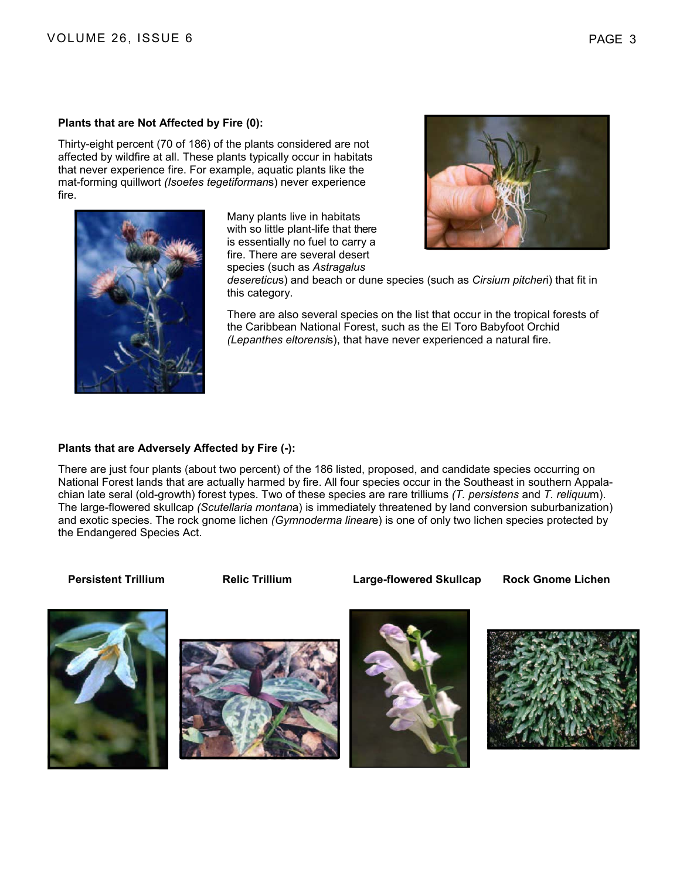**Plants that are Not Affected by Fire (0):**

Thirty-eight percent (70 of 186) of the plants considered are not affected by wildfire at all. These plants typically occur in habitats that never experience fire. For example, aquatic plants like the mat-forming quillwort *(Isoetes tegetiformans*) never experience fire.

Many plants live in habitats with so little plant-life that there is essentially no fuel to carry a fire. There are several desert species (such as *Astragalus desereticus*) and beach or dune species (such as *Cirsium pitcheri*) that fit in this category.

There are also several species on the list that occur in the tropical forests of the Caribbean National Forest, such as the El Toro Babyfoot Orchid *(Lepanthes eltorensis*), that have never experienced a natural fire.

**Plants that are Adversely Affected by Fire (-):**

There are just four plants (about two percent) of the 186 listed, proposed, and candidate species occurring on National Forest lands that are actually harmed by fire. All four species occur in the Southeast in southern Appalachian late seral (old-growth) forest types. Two of these species are rare trilliums *(T. persistens* and *T. reliquum*). The large-flowered skullcap *(Scutellaria montana*) is immediately threatened by land conversion suburbanization) and exotic species. The rock gnome lichen *(Gymnoderma lineare*) is one of only two lichen species protected by the Endangered Species Act.

**Persistent Trillium** **Relic Trillium** **Large-flowered Skullcap** **Rock Gnome Lichen**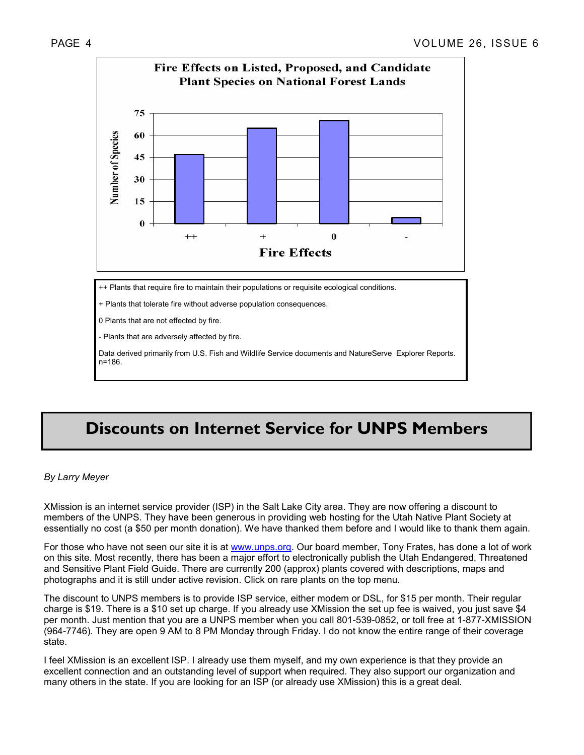**Fire Effects on Listed, Proposed, and Candidate Plant Species on National Forest Lands**

Number of Species

Fire Effects

++ Plants that require fire to maintain their populations or requisite ecological conditions.

+ Plants that tolerate fire without adverse population consequences.

0 Plants that are not effected by fire.

- Plants that are adversely affected by fire.

Data derived primarily from U.S. Fish and Wildlife Service documents and NatureServe Explorer Reports. n=186.

# Discounts on Internet Service for UNPS Members

*By Larry Meyer*

XMission is an internet service provider (ISP) in the Salt Lake City area. They are now offering a discount to members of the UNPS. They have been generous in providing web hosting for the Utah Native Plant Society at essentially no cost (a $50 per month donation). We have thanked them before and I would like to thank them again.

For those who have not seen our site it is at www.unps.org. Our board member, Tony Frates, has done a lot of work on this site. Most recently, there has been a major effort to electronically publish the Utah Endangered, Threatened and Sensitive Plant Field Guide. There are currently 200 (approx) plants covered with descriptions, maps and photographs and it is still under active revision. Click on rare plants on the top menu.

The discount to UNPS members is to provide ISP service, either modem or DSL, for $15 per month. Their regular charge is $19. There is a $10 set up charge. If you already use XMission the set up fee is waived, you just save $4 per month. Just mention that you are a UNPS member when you call 801-539-0852, or toll free at 1-877-XMISSION (964-7746). They are open 9 AM to 8 PM Monday through Friday. I do not know the entire range of their coverage state.

I feel XMission is an excellent ISP. I already use them myself, and my own experience is that they provide an excellent connection and an outstanding level of support when required. They also support our organization and many others in the state. If you are looking for an ISP (or already use XMission) this is a great deal.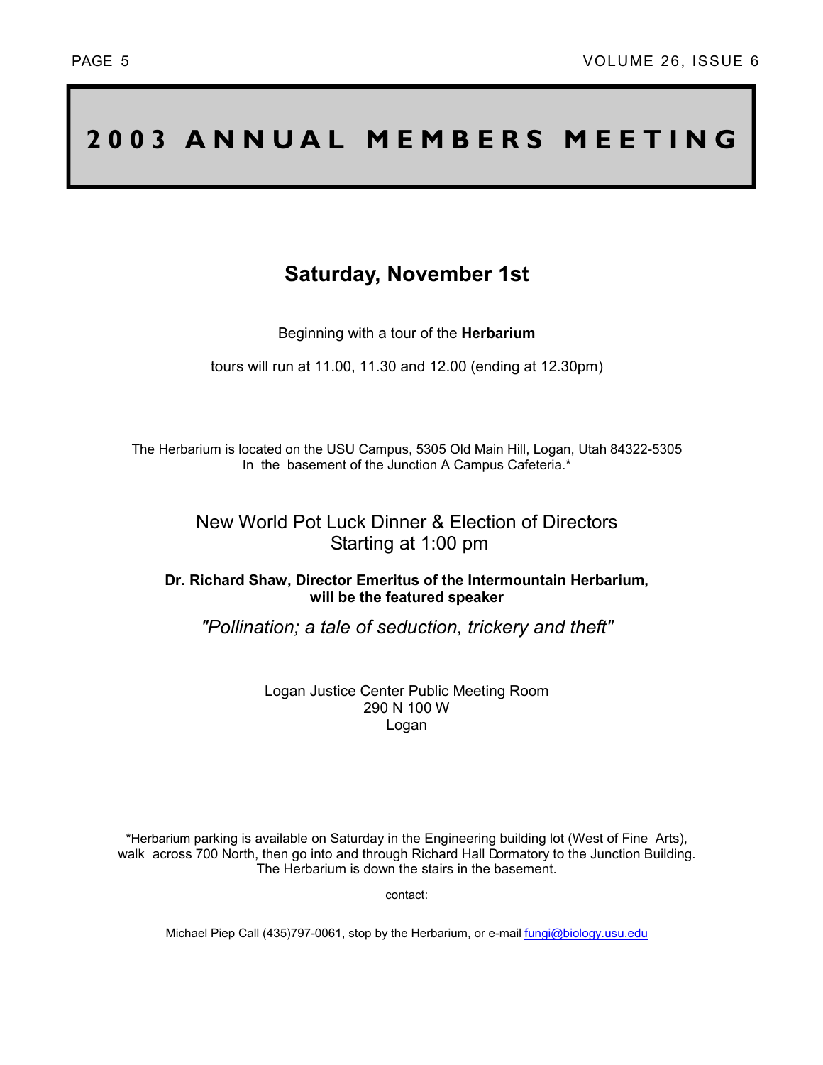# 2003 ANNUAL MEMBERS MEETING

## Saturday, November 1st

Beginning with a tour of the **Herbarium**

tours will run at 11.00, 11.30 and 12.00 (ending at 12.30pm)

The Herbarium is located on the USU Campus, 5305 Old Main Hill, Logan, Utah 84322-5305
In the basement of the Junction A Campus Cafeteria.*

New World Pot Luck Dinner & Election of Directors
Starting at 1:00 pm

**Dr. Richard Shaw, Director Emeritus of the Intermountain Herbarium, will be the featured speaker**

*"Pollination; a tale of seduction, trickery and theft"*

Logan Justice Center Public Meeting Room
290 N 100 W
Logan

*Herbarium parking is available on Saturday in the Engineering building lot (West of Fine Arts), walk across 700 North, then go into and through Richard Hall Dormatory to the Junction Building. The Herbarium is down the stairs in the basement.

contact:

Michael Piep Call (435)797-0061, stop by the Herbarium, or e-mail fungi@biology.usu.edu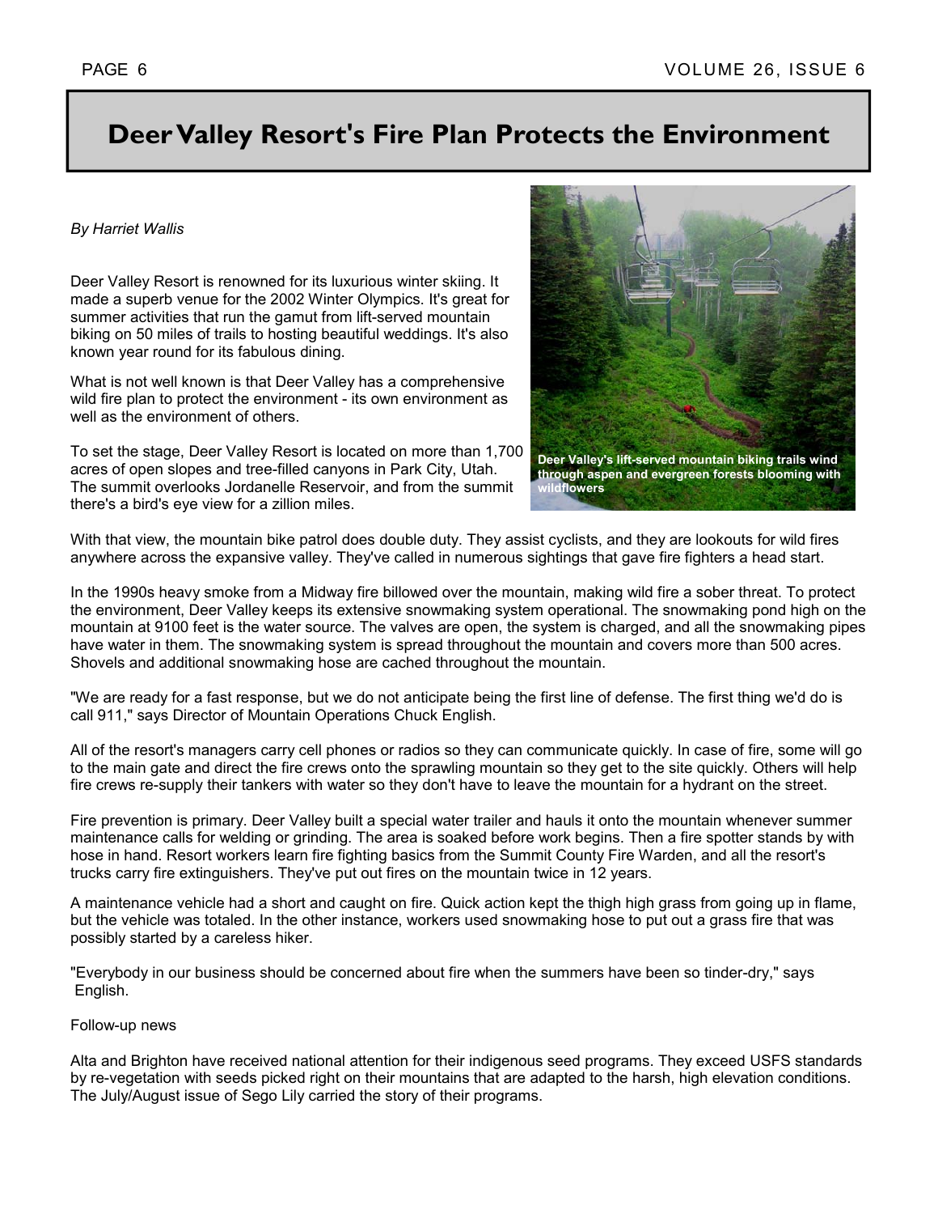# Deer Valley Resort's Fire Plan Protects the Environment

*By Harriet Wallis*

Deer Valley Resort is renowned for its luxurious winter skiing. It made a superb venue for the 2002 Winter Olympics. It's great for summer activities that run the gamut from lift-served mountain biking on 50 miles of trails to hosting beautiful weddings. It's also known year round for its fabulous dining.

What is not well known is that Deer Valley has a comprehensive wild fire plan to protect the environment - its own environment as well as the environment of others.

To set the stage, Deer Valley Resort is located on more than 1,700 acres of open slopes and tree-filled canyons in Park City, Utah. The summit overlooks Jordanelle Reservoir, and from the summit there's a bird's eye view for a zillion miles.

**Deer Valley's lift-served mountain biking trails wind through aspen and evergreen forests blooming with wildflowers**

With that view, the mountain bike patrol does double duty. They assist cyclists, and they are lookouts for wild fires anywhere across the expansive valley. They've called in numerous sightings that gave fire fighters a head start.

In the 1990s heavy smoke from a Midway fire billowed over the mountain, making wild fire a sober threat. To protect the environment, Deer Valley keeps its extensive snowmaking system operational. The snowmaking pond high on the mountain at 9100 feet is the water source. The valves are open, the system is charged, and all the snowmaking pipes have water in them. The snowmaking system is spread throughout the mountain and covers more than 500 acres. Shovels and additional snowmaking hose are cached throughout the mountain.

"We are ready for a fast response, but we do not anticipate being the first line of defense. The first thing we'd do is call 911," says Director of Mountain Operations Chuck English.

All of the resort's managers carry cell phones or radios so they can communicate quickly. In case of fire, some will go to the main gate and direct the fire crews onto the sprawling mountain so they get to the site quickly. Others will help fire crews re-supply their tankers with water so they don't have to leave the mountain for a hydrant on the street.

Fire prevention is primary. Deer Valley built a special water trailer and hauls it onto the mountain whenever summer maintenance calls for welding or grinding. The area is soaked before work begins. Then a fire spotter stands by with hose in hand. Resort workers learn fire fighting basics from the Summit County Fire Warden, and all the resort's trucks carry fire extinguishers. They've put out fires on the mountain twice in 12 years.

A maintenance vehicle had a short and caught on fire. Quick action kept the thigh high grass from going up in flame, but the vehicle was totaled. In the other instance, workers used snowmaking hose to put out a grass fire that was possibly started by a careless hiker.

"Everybody in our business should be concerned about fire when the summers have been so tinder-dry," says English.

Follow-up news

Alta and Brighton have received national attention for their indigenous seed programs. They exceed USFS standards by re-vegetation with seeds picked right on their mountains that are adapted to the harsh, high elevation conditions. The July/August issue of Sego Lily carried the story of their programs.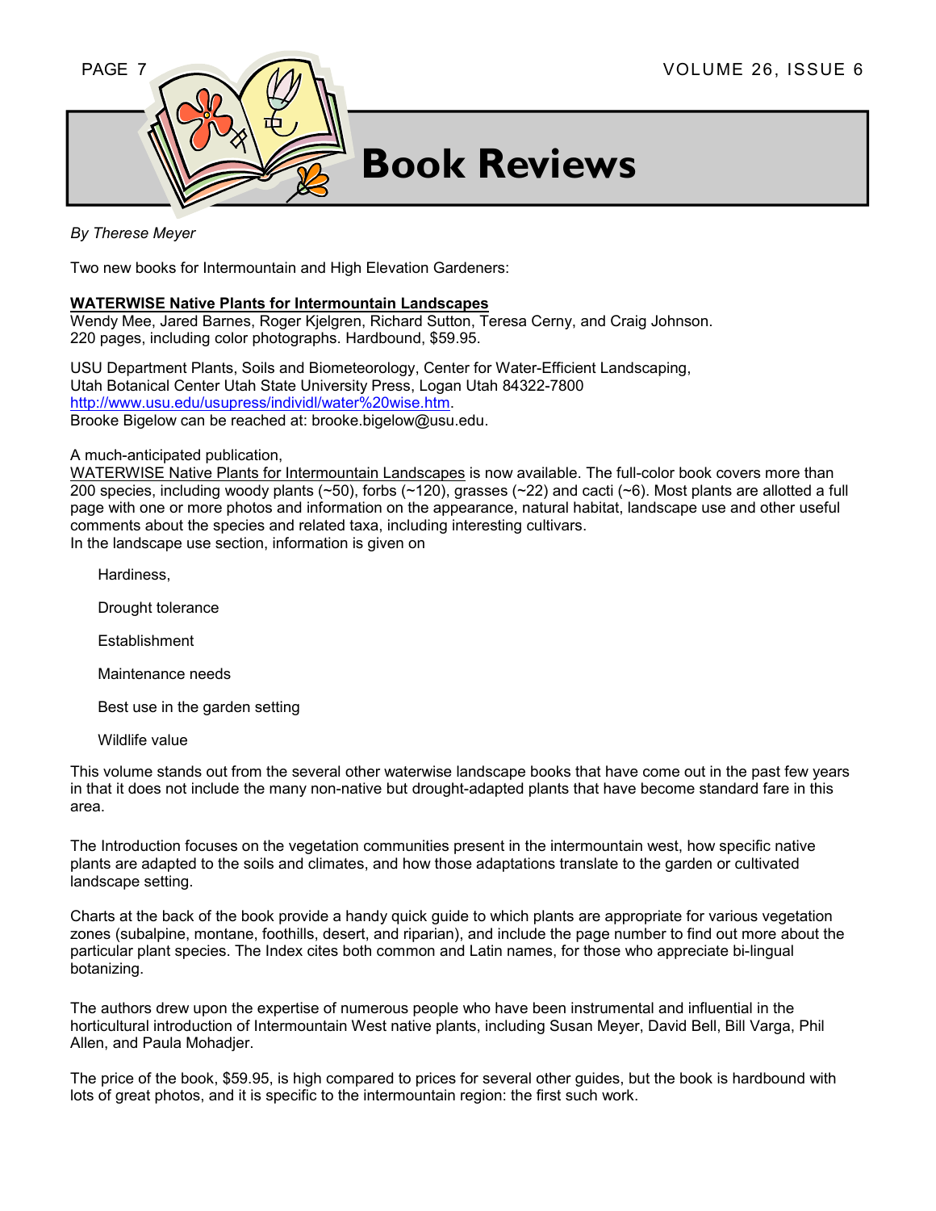# Book Reviews

*By Therese Meyer*

Two new books for Intermountain and High Elevation Gardeners:

**WATERWISE Native Plants for Intermountain Landscapes**
Wendy Mee, Jared Barnes, Roger Kjelgren, Richard Sutton, Teresa Cerny, and Craig Johnson.
220 pages, including color photographs. Hardbound, $59.95.

USU Department Plants, Soils and Biometeorology, Center for Water-Efficient Landscaping,
Utah Botanical Center Utah State University Press, Logan Utah 84322-7800
http://www.usu.edu/usupress/individl/water%20wise.htm.
Brooke Bigelow can be reached at: brooke.bigelow@usu.edu.

A much-anticipated publication,
WATERWISE Native Plants for Intermountain Landscapes is now available. The full-color book covers more than 200 species, including woody plants (~50), forbs (~120), grasses (~22) and cacti (~6). Most plants are allotted a full page with one or more photos and information on the appearance, natural habitat, landscape use and other useful comments about the species and related taxa, including interesting cultivars.
In the landscape use section, information is given on

- Hardiness,
- Drought tolerance
- Establishment
- Maintenance needs
- Best use in the garden setting
- Wildlife value

This volume stands out from the several other waterwise landscape books that have come out in the past few years in that it does not include the many non-native but drought-adapted plants that have become standard fare in this area.

The Introduction focuses on the vegetation communities present in the intermountain west, how specific native plants are adapted to the soils and climates, and how those adaptations translate to the garden or cultivated landscape setting.

Charts at the back of the book provide a handy quick guide to which plants are appropriate for various vegetation zones (subalpine, montane, foothills, desert, and riparian), and include the page number to find out more about the particular plant species. The Index cites both common and Latin names, for those who appreciate bi-lingual botanizing.

The authors drew upon the expertise of numerous people who have been instrumental and influential in the horticultural introduction of Intermountain West native plants, including Susan Meyer, David Bell, Bill Varga, Phil Allen, and Paula Mohadjer.

The price of the book, $59.95, is high compared to prices for several other guides, but the book is hardbound with lots of great photos, and it is specific to the intermountain region: the first such work.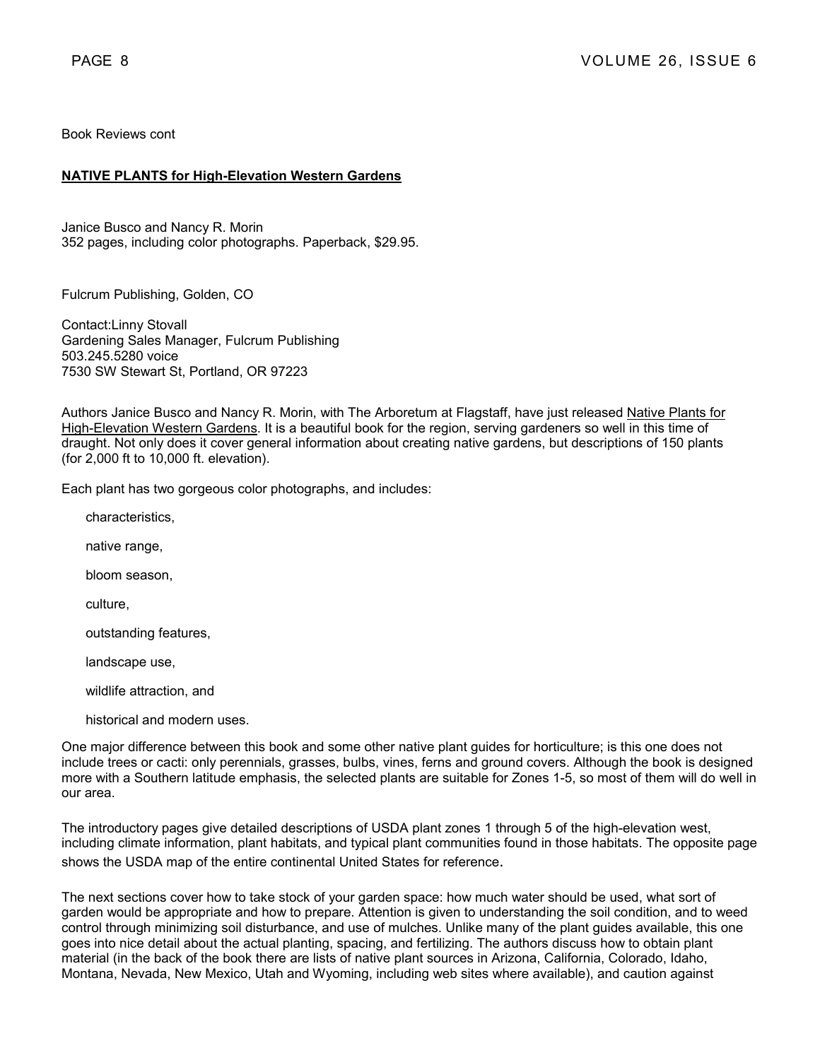Book Reviews cont

**NATIVE PLANTS for High-Elevation Western Gardens**

Janice Busco and Nancy R. Morin
352 pages, including color photographs. Paperback, $29.95.

Fulcrum Publishing, Golden, CO

Contact:Linny Stovall
Gardening Sales Manager, Fulcrum Publishing
503.245.5280 voice
7530 SW Stewart St, Portland, OR 97223

Authors Janice Busco and Nancy R. Morin, with The Arboretum at Flagstaff, have just released Native Plants for High-Elevation Western Gardens. It is a beautiful book for the region, serving gardeners so well in this time of draught. Not only does it cover general information about creating native gardens, but descriptions of 150 plants (for 2,000 ft to 10,000 ft. elevation).

Each plant has two gorgeous color photographs, and includes:

- characteristics,
- native range,
- bloom season,
- culture,
- outstanding features,
- landscape use,
- wildlife attraction, and
- historical and modern uses.

One major difference between this book and some other native plant guides for horticulture; is this one does not include trees or cacti: only perennials, grasses, bulbs, vines, ferns and ground covers. Although the book is designed more with a Southern latitude emphasis, the selected plants are suitable for Zones 1-5, so most of them will do well in our area.

The introductory pages give detailed descriptions of USDA plant zones 1 through 5 of the high-elevation west, including climate information, plant habitats, and typical plant communities found in those habitats. The opposite page shows the USDA map of the entire continental United States for reference.

The next sections cover how to take stock of your garden space: how much water should be used, what sort of garden would be appropriate and how to prepare. Attention is given to understanding the soil condition, and to weed control through minimizing soil disturbance, and use of mulches. Unlike many of the plant guides available, this one goes into nice detail about the actual planting, spacing, and fertilizing. The authors discuss how to obtain plant material (in the back of the book there are lists of native plant sources in Arizona, California, Colorado, Idaho, Montana, Nevada, New Mexico, Utah and Wyoming, including web sites where available), and caution against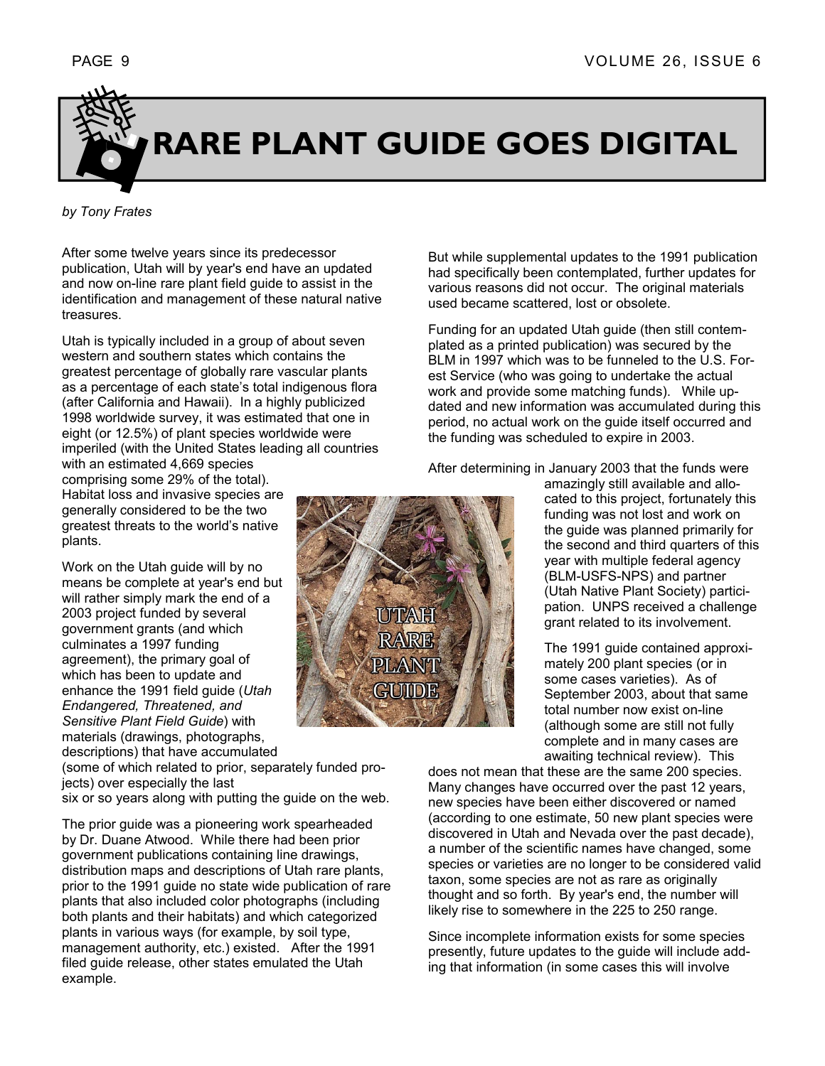# RARE PLANT GUIDE GOES DIGITAL

*by Tony Frates*

After some twelve years since its predecessor publication, Utah will by year's end have an updated and now on-line rare plant field guide to assist in the identification and management of these natural native treasures.

Utah is typically included in a group of about seven western and southern states which contains the greatest percentage of globally rare vascular plants as a percentage of each state's total indigenous flora (after California and Hawaii). In a highly publicized 1998 worldwide survey, it was estimated that one in eight (or 12.5%) of plant species worldwide were imperiled (with the United States leading all countries with an estimated 4,669 species comprising some 29% of the total). Habitat loss and invasive species are generally considered to be the two greatest threats to the world's native plants.

Work on the Utah guide will by no means be complete at year's end but will rather simply mark the end of a 2003 project funded by several government grants (and which culminates a 1997 funding agreement), the primary goal of which has been to update and enhance the 1991 field guide (*Utah Endangered, Threatened, and Sensitive Plant Field Guide*) with materials (drawings, photographs, descriptions) that have accumulated (some of which related to prior, separately funded projects) over especially the last six or so years along with putting the guide on the web.

The prior guide was a pioneering work spearheaded by Dr. Duane Atwood. While there had been prior government publications containing line drawings, distribution maps and descriptions of Utah rare plants, prior to the 1991 guide no state wide publication of rare plants that also included color photographs (including both plants and their habitats) and which categorized plants in various ways (for example, by soil type, management authority, etc.) existed. After the 1991 filed guide release, other states emulated the Utah example.

But while supplemental updates to the 1991 publication had specifically been contemplated, further updates for various reasons did not occur. The original materials used became scattered, lost or obsolete.

Funding for an updated Utah guide (then still contemplated as a printed publication) was secured by the BLM in 1997 which was to be funneled to the U.S. Forest Service (who was going to undertake the actual work and provide some matching funds). While updated and new information was accumulated during this period, no actual work on the guide itself occurred and the funding was scheduled to expire in 2003.

After determining in January 2003 that the funds were amazingly still available and allocated to this project, fortunately this funding was not lost and work on the guide was planned primarily for the second and third quarters of this year with multiple federal agency (BLM-USFS-NPS) and partner (Utah Native Plant Society) participation. UNPS received a challenge grant related to its involvement.

The 1991 guide contained approximately 200 plant species (or in some cases varieties). As of September 2003, about that same total number now exist on-line (although some are still not fully complete and in many cases are awaiting technical review). This does not mean that these are the same 200 species. Many changes have occurred over the past 12 years, new species have been either discovered or named (according to one estimate, 50 new plant species were discovered in Utah and Nevada over the past decade), a number of the scientific names have changed, some species or varieties are no longer to be considered valid taxon, some species are not as rare as originally thought and so forth. By year's end, the number will likely rise to somewhere in the 225 to 250 range.

Since incomplete information exists for some species presently, future updates to the guide will include adding that information (in some cases this will involve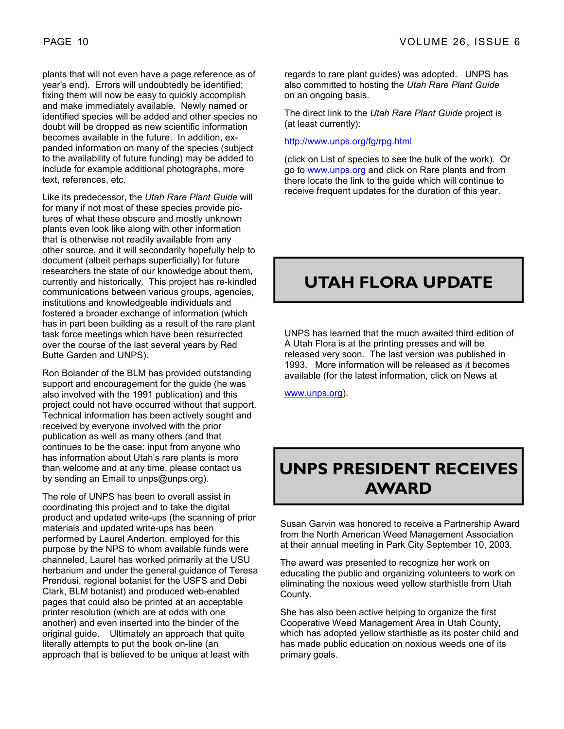plants that will not even have a page reference as of year's end). Errors will undoubtedly be identified; fixing them will now be easy to quickly accomplish and make immediately available. Newly named or identified species will be added and other species no doubt will be dropped as new scientific information becomes available in the future. In addition, expanded information on many of the species (subject to the availability of future funding) may be added to include for example additional photographs, more text, references, etc.

Like its predecessor, the *Utah Rare Plant Guide* will for many if not most of these species provide pictures of what these obscure and mostly unknown plants even look like along with other information that is otherwise not readily available from any other source, and it will secondarily hopefully help to document (albeit perhaps superficially) for future researchers the state of our knowledge about them, currently and historically. This project has re-kindled communications between various groups, agencies, institutions and knowledgeable individuals and fostered a broader exchange of information (which has in part been building as a result of the rare plant task force meetings which have been resurrected over the course of the last several years by Red Butte Garden and UNPS).

Ron Bolander of the BLM has provided outstanding support and encouragement for the guide (he was also involved with the 1991 publication) and this project could not have occurred without that support. Technical information has been actively sought and received by everyone involved with the prior publication as well as many others (and that continues to be the case: input from anyone who has information about Utah's rare plants is more than welcome and at any time, please contact us by sending an Email to unps@unps.org).

The role of UNPS has been to overall assist in coordinating this project and to take the digital product and updated write-ups (the scanning of prior materials and updated write-ups has been performed by Laurel Anderton, employed for this purpose by the NPS to whom available funds were channeled, Laurel has worked primarily at the USU herbarium and under the general guidance of Teresa Prendusi, regional botanist for the USFS and Debi Clark, BLM botanist) and produced web-enabled pages that could also be printed at an acceptable printer resolution (which are at odds with one another) and even inserted into the binder of the original guide. Ultimately an approach that quite literally attempts to put the book on-line (an approach that is believed to be unique at least with regards to rare plant guides) was adopted. UNPS has also committed to hosting the *Utah Rare Plant Guide* on an ongoing basis.

The direct link to the *Utah Rare Plant Guide* project is (at least currently):

http://www.unps.org/fg/rpg.html

(click on List of species to see the bulk of the work). Or go to www.unps.org and click on Rare plants and from there locate the link to the guide which will continue to receive frequent updates for the duration of this year.

# UTAH FLORA UPDATE

UNPS has learned that the much awaited third edition of A Utah Flora is at the printing presses and will be released very soon. The last version was published in 1993. More information will be released as it becomes available (for the latest information, click on News at www.unps.org).

# UNPS PRESIDENT RECEIVES AWARD

Susan Garvin was honored to receive a Partnership Award from the North American Weed Management Association at their annual meeting in Park City September 10, 2003.

The award was presented to recognize her work on educating the public and organizing volunteers to work on eliminating the noxious weed yellow starthistle from Utah County.

She has also been active helping to organize the first Cooperative Weed Management Area in Utah County, which has adopted yellow starthistle as its poster child and has made public education on noxious weeds one of its primary goals.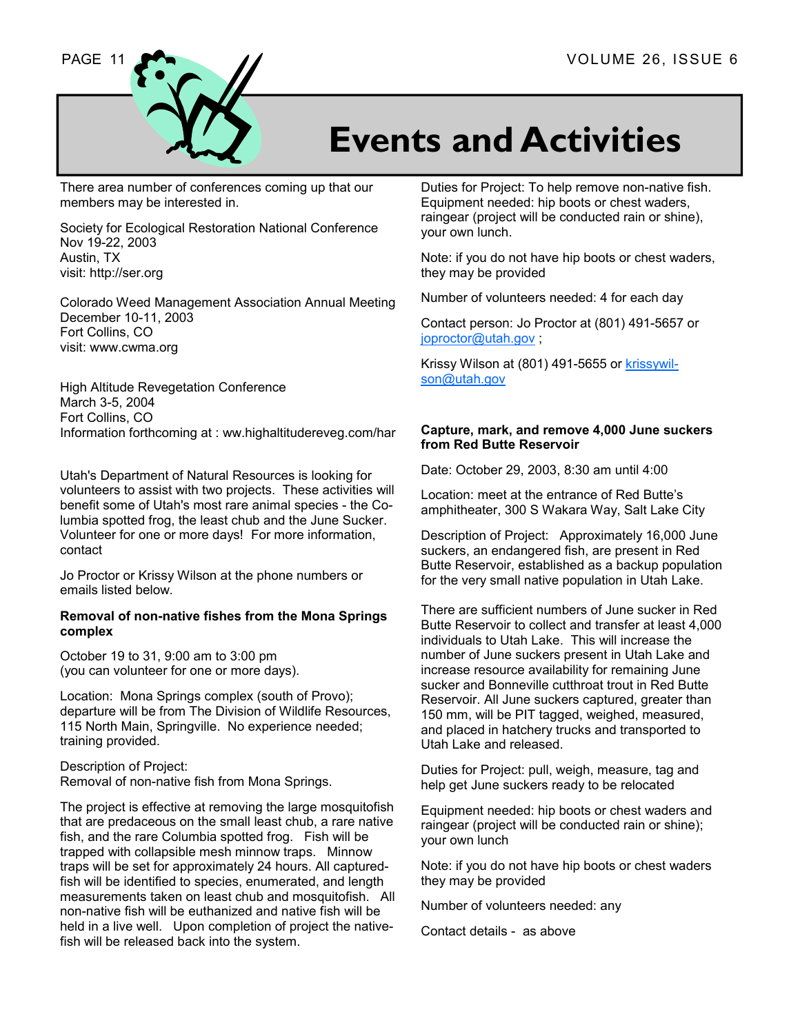# Events and Activities

There area number of conferences coming up that our members may be interested in.

Society for Ecological Restoration National Conference
Nov 19-22, 2003
Austin, TX
visit: http://ser.org

Colorado Weed Management Association Annual Meeting
December 10-11, 2003
Fort Collins, CO
visit: www.cwma.org

High Altitude Revegetation Conference
March 3-5, 2004
Fort Collins, CO
Information forthcoming at : ww.highaltitudereveg.com/har

Utah's Department of Natural Resources is looking for volunteers to assist with two projects. These activities will benefit some of Utah's most rare animal species - the Columbia spotted frog, the least chub and the June Sucker. Volunteer for one or more days! For more information, contact

Jo Proctor or Krissy Wilson at the phone numbers or emails listed below.

**Removal of non-native fishes from the Mona Springs complex**

October 19 to 31, 9:00 am to 3:00 pm
(you can volunteer for one or more days).

Location: Mona Springs complex (south of Provo); departure will be from The Division of Wildlife Resources, 115 North Main, Springville. No experience needed; training provided.

Description of Project:
Removal of non-native fish from Mona Springs.

The project is effective at removing the large mosquitofish that are predaceous on the small least chub, a rare native fish, and the rare Columbia spotted frog. Fish will be trapped with collapsible mesh minnow traps. Minnow traps will be set for approximately 24 hours. All captured-fish will be identified to species, enumerated, and length measurements taken on least chub and mosquitofish. All non-native fish will be euthanized and native fish will be held in a live well. Upon completion of project the native-fish will be released back into the system.

Duties for Project: To help remove non-native fish.
Equipment needed: hip boots or chest waders, raingear (project will be conducted rain or shine), your own lunch.

Note: if you do not have hip boots or chest waders, they may be provided

Number of volunteers needed: 4 for each day

Contact person: Jo Proctor at (801) 491-5657 or joproctor@utah.gov ;

Krissy Wilson at (801) 491-5655 or krissywilson@utah.gov

**Capture, mark, and remove 4,000 June suckers from Red Butte Reservoir**

Date: October 29, 2003, 8:30 am until 4:00

Location: meet at the entrance of Red Butte's amphitheater, 300 S Wakara Way, Salt Lake City

Description of Project: Approximately 16,000 June suckers, an endangered fish, are present in Red Butte Reservoir, established as a backup population for the very small native population in Utah Lake.

There are sufficient numbers of June sucker in Red Butte Reservoir to collect and transfer at least 4,000 individuals to Utah Lake. This will increase the number of June suckers present in Utah Lake and increase resource availability for remaining June sucker and Bonneville cutthroat trout in Red Butte Reservoir. All June suckers captured, greater than 150 mm, will be PIT tagged, weighed, measured, and placed in hatchery trucks and transported to Utah Lake and released.

Duties for Project: pull, weigh, measure, tag and help get June suckers ready to be relocated

Equipment needed: hip boots or chest waders and raingear (project will be conducted rain or shine); your own lunch

Note: if you do not have hip boots or chest waders they may be provided

Number of volunteers needed: any

Contact details - as above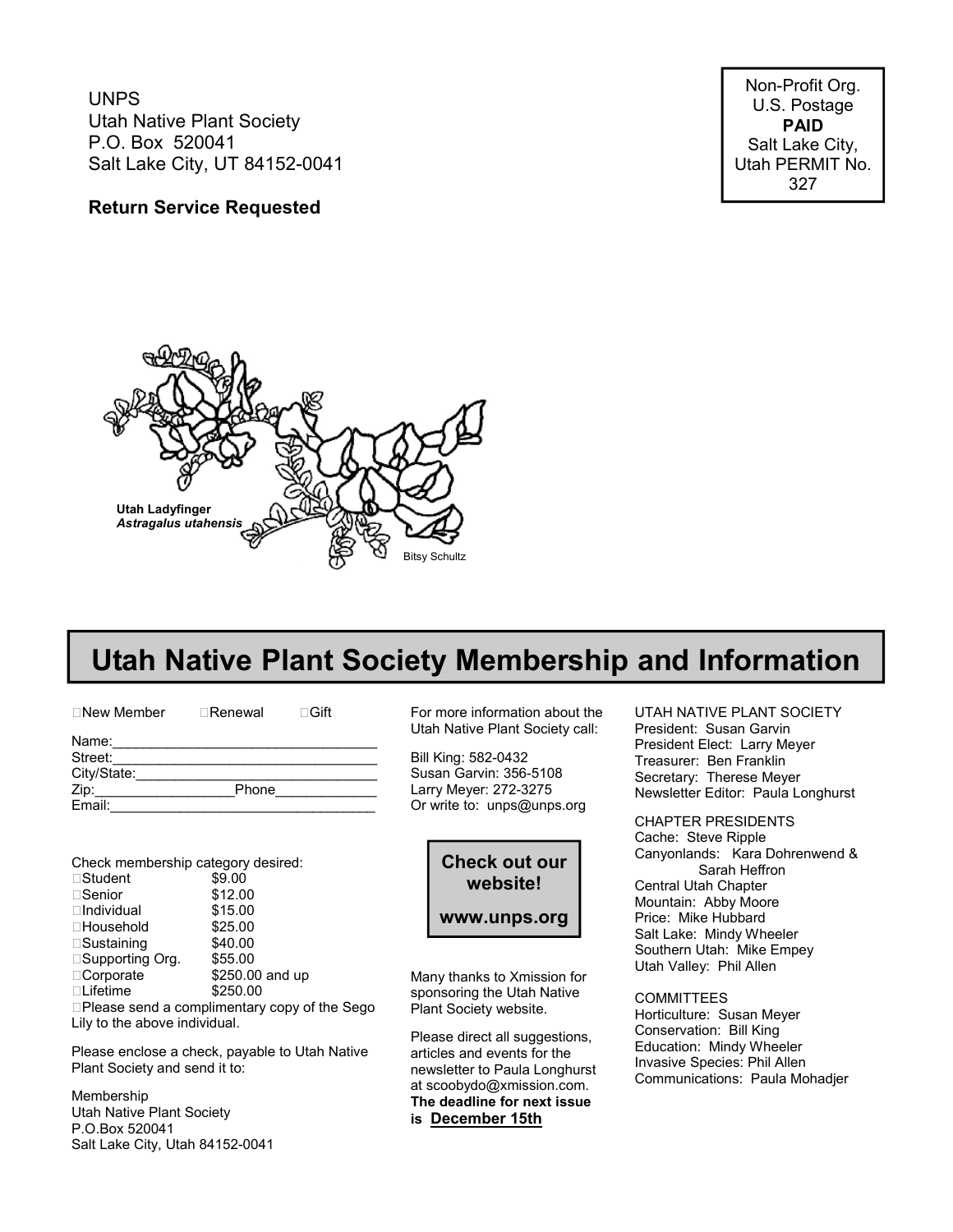UNPS
Utah Native Plant Society
P.O. Box 520041
Salt Lake City, UT 84152-0041

**Return Service Requested**

Non-Profit Org.
U.S. Postage
**PAID**
Salt Lake City,
Utah PERMIT No.
327

**Utah Ladyfinger**
***Astragalus utahensis***

Bitsy Schultz

# Utah Native Plant Society Membership and Information

☐New Member ☐Renewal ☐Gift

Name:___________________________________
Street:___________________________________
City/State:_______________________________
Zip:_________________Phone_____________
Email:___________________________________

Check membership category desired:

| | |
|---|---|
| ☐Student | $9.00 |
| ☐Senior | $12.00 |
| ☐Individual | $15.00 |
| ☐Household | $25.00 |
| ☐Sustaining | $40.00 |
| ☐Supporting Org. | $55.00 |
| ☐Corporate | $250.00 and up |
| ☐Lifetime | $250.00 |

☐Please send a complimentary copy of the Sego Lily to the above individual.

Please enclose a check, payable to Utah Native Plant Society and send it to:

Membership
Utah Native Plant Society
P.O.Box 520041
Salt Lake City, Utah 84152-0041

For more information about the Utah Native Plant Society call:

Bill King: 582-0432
Susan Garvin: 356-5108
Larry Meyer: 272-3275
Or write to: unps@unps.org

**Check out our website!**

**www.unps.org**

Many thanks to Xmission for sponsoring the Utah Native Plant Society website.

Please direct all suggestions, articles and events for the newsletter to Paula Longhurst at scoobydo@xmission.com. **The deadline for next issue is December 15th**

UTAH NATIVE PLANT SOCIETY
President: Susan Garvin
President Elect: Larry Meyer
Treasurer: Ben Franklin
Secretary: Therese Meyer
Newsletter Editor: Paula Longhurst

CHAPTER PRESIDENTS
Cache: Steve Ripple
Canyonlands: Kara Dohrenwend & Sarah Heffron
Central Utah Chapter
Mountain: Abby Moore
Price: Mike Hubbard
Salt Lake: Mindy Wheeler
Southern Utah: Mike Empey
Utah Valley: Phil Allen

COMMITTEES
Horticulture: Susan Meyer
Conservation: Bill King
Education: Mindy Wheeler
Invasive Species: Phil Allen
Communications: Paula Mohadjer